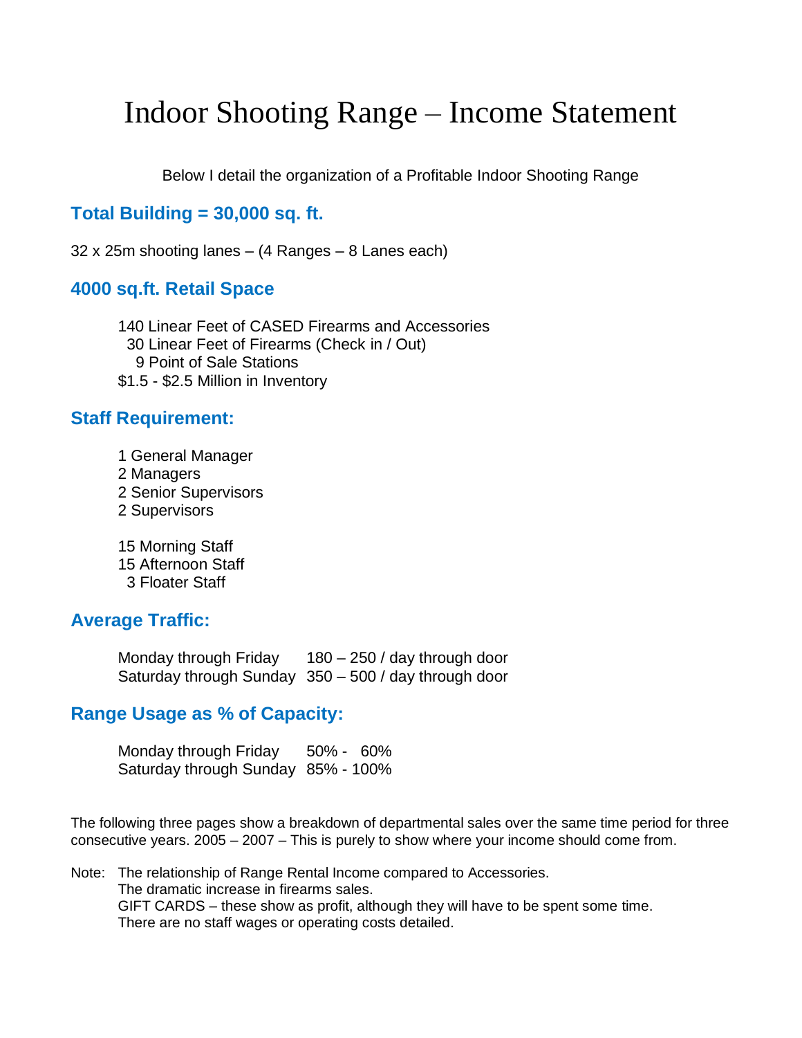# Indoor Shooting Range – Income Statement

Below I detail the organization of a Profitable Indoor Shooting Range

## Total Building = 30,000 sq. ft.

32 x 25m shooting lanes – (4 Ranges – 8 Lanes each)

## 4000 sq.ft. Retail Space

140 Linear Feet of CASED Firearms and Accessories
30 Linear Feet of Firearms (Check in / Out)
9 Point of Sale Stations
$1.5 - $2.5 Million in Inventory

## Staff Requirement:

1 General Manager
2 Managers
2 Senior Supervisors
2 Supervisors

15 Morning Staff
15 Afternoon Staff
3 Floater Staff

## Average Traffic:

| | |
|---|---|
| Monday through Friday | 180 – 250 / day through door |
| Saturday through Sunday | 350 – 500 / day through door |

## Range Usage as % of Capacity:

| | |
|---|---|
| Monday through Friday | 50% - 60% |
| Saturday through Sunday | 85% - 100% |

The following three pages show a breakdown of departmental sales over the same time period for three consecutive years. 2005 – 2007 – This is purely to show where your income should come from.

Note: The relationship of Range Rental Income compared to Accessories.
The dramatic increase in firearms sales.
GIFT CARDS – these show as profit, although they will have to be spent some time.
There are no staff wages or operating costs detailed.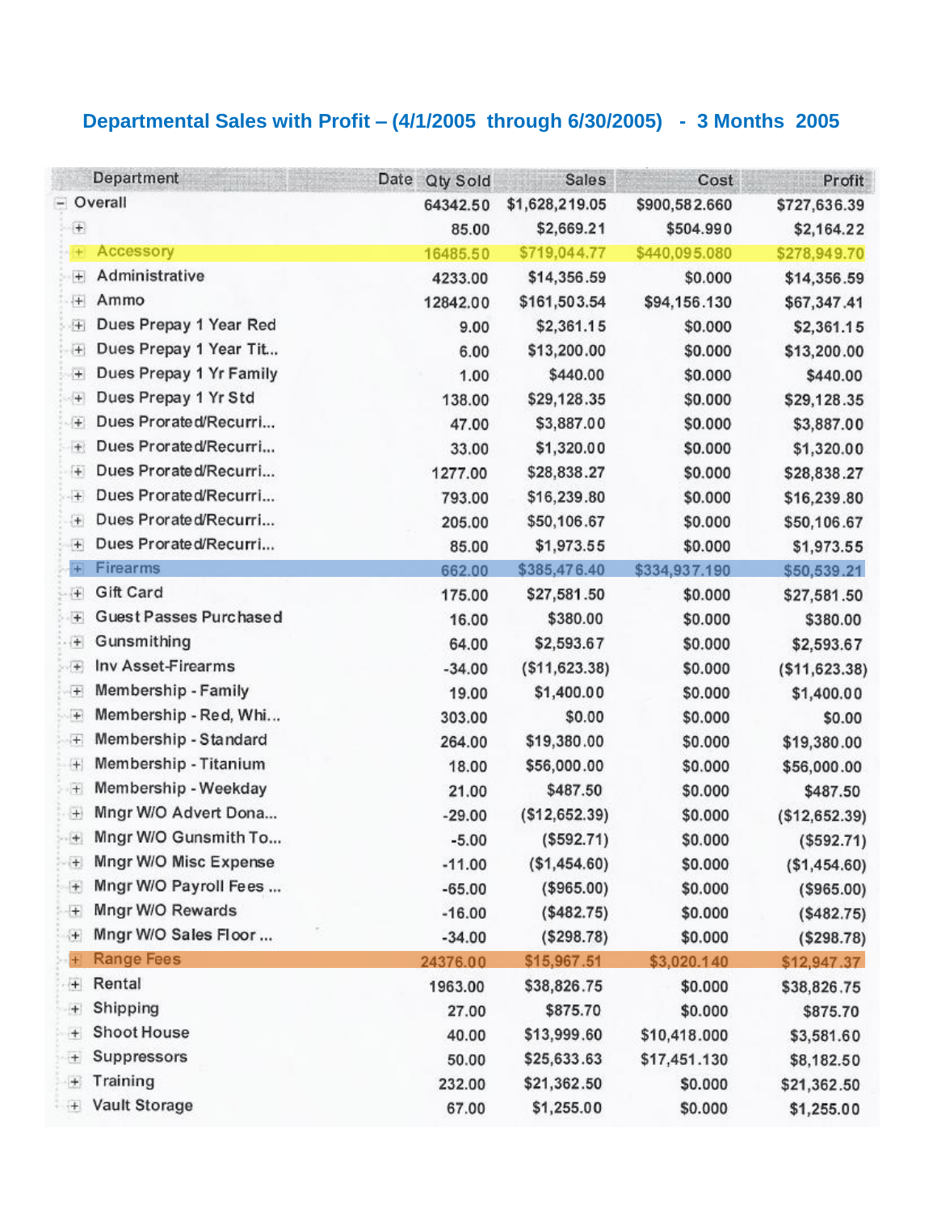## Departmental Sales with Profit – (4/1/2005 through 6/30/2005) - 3 Months 2005

| Department | Date | Qty Sold | Sales | Cost | Profit |
|---|---|---|---|---|---|
| Overall | | 64342.50 | $1,628,219.05 | $900,582.660 | $727,636.39 |
| | | 85.00 | $2,669.21 | $504.990 | $2,164.22 |
| Accessory | | 16485.50 | $719,044.77 | $440,095.080 | $278,949.70 |
| Administrative | | 4233.00 | $14,356.59 | $0.000 | $14,356.59 |
| Ammo | | 12842.00 | $161,503.54 | $94,156.130 | $67,347.41 |
| Dues Prepay 1 Year Red | | 9.00 | $2,361.15 | $0.000 | $2,361.15 |
| Dues Prepay 1 Year Tit... | | 6.00 | $13,200.00 | $0.000 | $13,200.00 |
| Dues Prepay 1 Yr Family | | 1.00 | $440.00 | $0.000 | $440.00 |
| Dues Prepay 1 Yr Std | | 138.00 | $29,128.35 | $0.000 | $29,128.35 |
| Dues Prorated/Recurri... | | 47.00 | $3,887.00 | $0.000 | $3,887.00 |
| Dues Prorated/Recurri... | | 33.00 | $1,320.00 | $0.000 | $1,320.00 |
| Dues Prorated/Recurri... | | 1277.00 | $28,838.27 | $0.000 | $28,838.27 |
| Dues Prorated/Recurri... | | 793.00 | $16,239.80 | $0.000 | $16,239.80 |
| Dues Prorated/Recurri... | | 205.00 | $50,106.67 | $0.000 | $50,106.67 |
| Dues Prorated/Recurri... | | 85.00 | $1,973.55 | $0.000 | $1,973.55 |
| Firearms | | 662.00 | $385,476.40 | $334,937.190 | $50,539.21 |
| Gift Card | | 175.00 | $27,581.50 | $0.000 | $27,581.50 |
| Guest Passes Purchased | | 16.00 | $380.00 | $0.000 | $380.00 |
| Gunsmithing | | 64.00 | $2,593.67 | $0.000 | $2,593.67 |
| Inv Asset-Firearms | | -34.00 | ($11,623.38) | $0.000 | ($11,623.38) |
| Membership - Family | | 19.00 | $1,400.00 | $0.000 | $1,400.00 |
| Membership - Red, Whi... | | 303.00 | $0.00 | $0.000 | $0.00 |
| Membership - Standard | | 264.00 | $19,380.00 | $0.000 | $19,380.00 |
| Membership - Titanium | | 18.00 | $56,000.00 | $0.000 | $56,000.00 |
| Membership - Weekday | | 21.00 | $487.50 | $0.000 | $487.50 |
| Mngr W/O Advert Dona... | | -29.00 | ($12,652.39) | $0.000 | ($12,652.39) |
| Mngr W/O Gunsmith To... | | -5.00 | ($592.71) | $0.000 | ($592.71) |
| Mngr W/O Misc Expense | | -11.00 | ($1,454.60) | $0.000 | ($1,454.60) |
| Mngr W/O Payroll Fees ... | | -65.00 | ($965.00) | $0.000 | ($965.00) |
| Mngr W/O Rewards | | -16.00 | ($482.75) | $0.000 | ($482.75) |
| Mngr W/O Sales Floor ... | | -34.00 | ($298.78) | $0.000 | ($298.78) |
| Range Fees | | 24376.00 | $15,967.51 | $3,020.140 | $12,947.37 |
| Rental | | 1963.00 | $38,826.75 | $0.000 | $38,826.75 |
| Shipping | | 27.00 | $875.70 | $0.000 | $875.70 |
| Shoot House | | 40.00 | $13,999.60 | $10,418.000 | $3,581.60 |
| Suppressors | | 50.00 | $25,633.63 | $17,451.130 | $8,182.50 |
| Training | | 232.00 | $21,362.50 | $0.000 | $21,362.50 |
| Vault Storage | | 67.00 | $1,255.00 | $0.000 | $1,255.00 |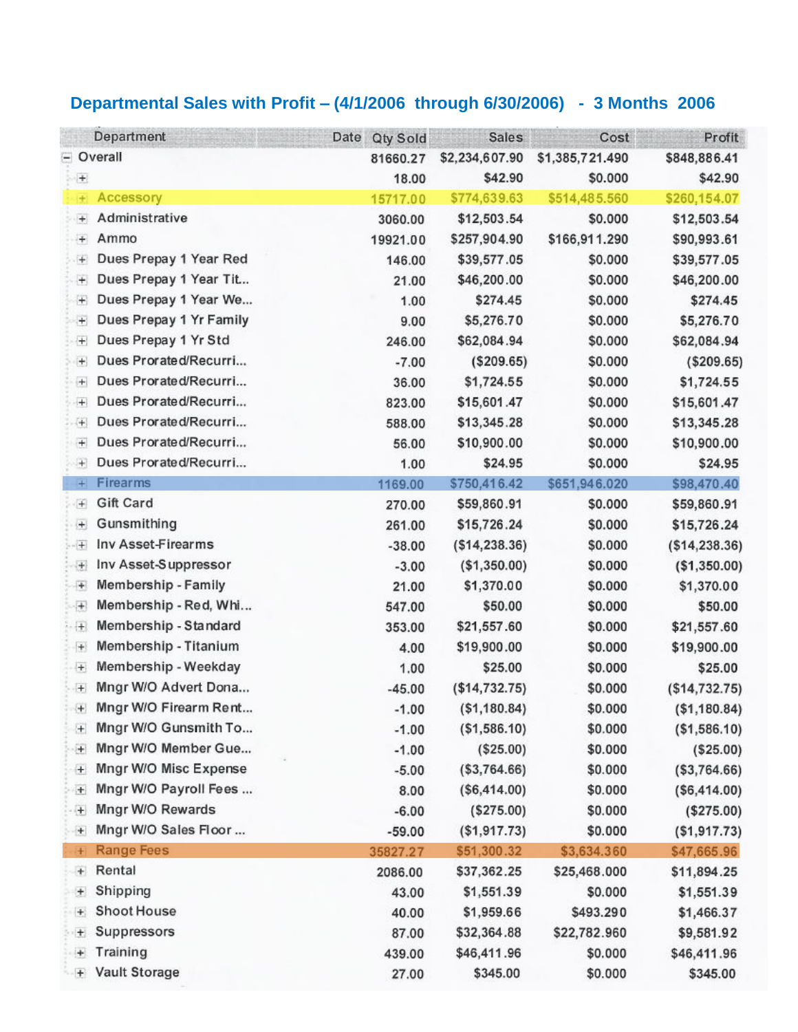## Departmental Sales with Profit – (4/1/2006 through 6/30/2006) - 3 Months 2006

| Department | Date | Qty Sold | Sales | Cost | Profit |
|---|---|---|---|---|---|
| Overall | | 81660.27 | $2,234,607.90 | $1,385,721.490 | $848,886.41 |
| | | 18.00 | $42.90 | $0.000 | $42.90 |
| Accessory | | 15717.00 | $774,639.63 | $514,485.560 | $260,154.07 |
| Administrative | | 3060.00 | $12,503.54 | $0.000 | $12,503.54 |
| Ammo | | 19921.00 | $257,904.90 | $166,911.290 | $90,993.61 |
| Dues Prepay 1 Year Red | | 146.00 | $39,577.05 | $0.000 | $39,577.05 |
| Dues Prepay 1 Year Tit... | | 21.00 | $46,200.00 | $0.000 | $46,200.00 |
| Dues Prepay 1 Year We... | | 1.00 | $274.45 | $0.000 | $274.45 |
| Dues Prepay 1 Yr Family | | 9.00 | $5,276.70 | $0.000 | $5,276.70 |
| Dues Prepay 1 Yr Std | | 246.00 | $62,084.94 | $0.000 | $62,084.94 |
| Dues Prorated/Recurri... | | -7.00 | ($209.65) | $0.000 | ($209.65) |
| Dues Prorated/Recurri... | | 36.00 | $1,724.55 | $0.000 | $1,724.55 |
| Dues Prorated/Recurri... | | 823.00 | $15,601.47 | $0.000 | $15,601.47 |
| Dues Prorated/Recurri... | | 588.00 | $13,345.28 | $0.000 | $13,345.28 |
| Dues Prorated/Recurri... | | 56.00 | $10,900.00 | $0.000 | $10,900.00 |
| Dues Prorated/Recurri... | | 1.00 | $24.95 | $0.000 | $24.95 |
| Firearms | | 1169.00 | $750,416.42 | $651,946.020 | $98,470.40 |
| Gift Card | | 270.00 | $59,860.91 | $0.000 | $59,860.91 |
| Gunsmithing | | 261.00 | $15,726.24 | $0.000 | $15,726.24 |
| Inv Asset-Firearms | | -38.00 | ($14,238.36) | $0.000 | ($14,238.36) |
| Inv Asset-Suppressor | | -3.00 | ($1,350.00) | $0.000 | ($1,350.00) |
| Membership - Family | | 21.00 | $1,370.00 | $0.000 | $1,370.00 |
| Membership - Red, Whi... | | 547.00 | $50.00 | $0.000 | $50.00 |
| Membership - Standard | | 353.00 | $21,557.60 | $0.000 | $21,557.60 |
| Membership - Titanium | | 4.00 | $19,900.00 | $0.000 | $19,900.00 |
| Membership - Weekday | | 1.00 | $25.00 | $0.000 | $25.00 |
| Mngr W/O Advert Dona... | | -45.00 | ($14,732.75) | $0.000 | ($14,732.75) |
| Mngr W/O Firearm Rent... | | -1.00 | ($1,180.84) | $0.000 | ($1,180.84) |
| Mngr W/O Gunsmith To... | | -1.00 | ($1,586.10) | $0.000 | ($1,586.10) |
| Mngr W/O Member Gue... | | -1.00 | ($25.00) | $0.000 | ($25.00) |
| Mngr W/O Misc Expense | | -5.00 | ($3,764.66) | $0.000 | ($3,764.66) |
| Mngr W/O Payroll Fees ... | | 8.00 | ($6,414.00) | $0.000 | ($6,414.00) |
| Mngr W/O Rewards | | -6.00 | ($275.00) | $0.000 | ($275.00) |
| Mngr W/O Sales Floor ... | | -59.00 | ($1,917.73) | $0.000 | ($1,917.73) |
| Range Fees | | 35827.27 | $51,300.32 | $3,634.360 | $47,665.96 |
| Rental | | 2086.00 | $37,362.25 | $25,468.000 | $11,894.25 |
| Shipping | | 43.00 | $1,551.39 | $0.000 | $1,551.39 |
| Shoot House | | 40.00 | $1,959.66 | $493.290 | $1,466.37 |
| Suppressors | | 87.00 | $32,364.88 | $22,782.960 | $9,581.92 |
| Training | | 439.00 | $46,411.96 | $0.000 | $46,411.96 |
| Vault Storage | | 27.00 | $345.00 | $0.000 | $345.00 |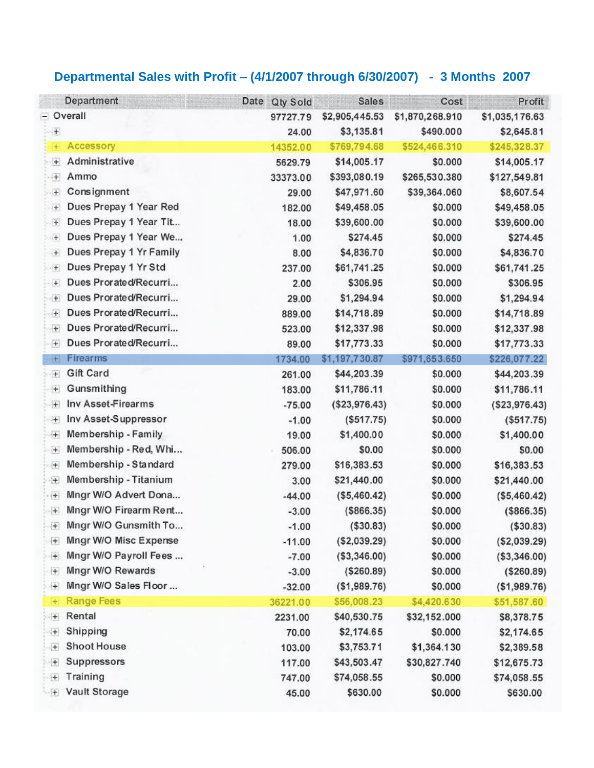## Departmental Sales with Profit – (4/1/2007 through 6/30/2007) - 3 Months 2007

| Department | Date | Qty Sold | Sales | Cost | Profit |
|---|---|---|---|---|---|
| Overall | | 97727.79 | $2,905,445.53 | $1,870,268.910 | $1,035,176.63 |
| | | 24.00 | $3,135.81 | $490.000 | $2,645.81 |
| Accessory | | 14352.00 | $769,794.68 | $524,466.310 | $245,328.37 |
| Administrative | | 5629.79 | $14,005.17 | $0.000 | $14,005.17 |
| Ammo | | 33373.00 | $393,080.19 | $265,530.380 | $127,549.81 |
| Consignment | | 29.00 | $47,971.60 | $39,364.060 | $8,607.54 |
| Dues Prepay 1 Year Red | | 182.00 | $49,458.05 | $0.000 | $49,458.05 |
| Dues Prepay 1 Year Tit... | | 18.00 | $39,600.00 | $0.000 | $39,600.00 |
| Dues Prepay 1 Year We... | | 1.00 | $274.45 | $0.000 | $274.45 |
| Dues Prepay 1 Yr Family | | 8.00 | $4,836.70 | $0.000 | $4,836.70 |
| Dues Prepay 1 Yr Std | | 237.00 | $61,741.25 | $0.000 | $61,741.25 |
| Dues Prorated/Recurri... | | 2.00 | $306.95 | $0.000 | $306.95 |
| Dues Prorated/Recurri... | | 29.00 | $1,294.94 | $0.000 | $1,294.94 |
| Dues Prorated/Recurri... | | 889.00 | $14,718.89 | $0.000 | $14,718.89 |
| Dues Prorated/Recurri... | | 523.00 | $12,337.98 | $0.000 | $12,337.98 |
| Dues Prorated/Recurri... | | 89.00 | $17,773.33 | $0.000 | $17,773.33 |
| Firearms | | 1734.00 | $1,197,730.87 | $971,653.650 | $226,077.22 |
| Gift Card | | 261.00 | $44,203.39 | $0.000 | $44,203.39 |
| Gunsmithing | | 183.00 | $11,786.11 | $0.000 | $11,786.11 |
| Inv Asset-Firearms | | -75.00 | ($23,976.43) | $0.000 | ($23,976.43) |
| Inv Asset-Suppressor | | -1.00 | ($517.75) | $0.000 | ($517.75) |
| Membership - Family | | 19.00 | $1,400.00 | $0.000 | $1,400.00 |
| Membership - Red, Whi... | | 506.00 | $0.00 | $0.000 | $0.00 |
| Membership - Standard | | 279.00 | $16,383.53 | $0.000 | $16,383.53 |
| Membership - Titanium | | 3.00 | $21,440.00 | $0.000 | $21,440.00 |
| Mngr W/O Advert Dona... | | -44.00 | ($5,460.42) | $0.000 | ($5,460.42) |
| Mngr W/O Firearm Rent... | | -3.00 | ($866.35) | $0.000 | ($866.35) |
| Mngr W/O Gunsmith To... | | -1.00 | ($30.83) | $0.000 | ($30.83) |
| Mngr W/O Misc Expense | | -11.00 | ($2,039.29) | $0.000 | ($2,039.29) |
| Mngr W/O Payroll Fees ... | | -7.00 | ($3,346.00) | $0.000 | ($3,346.00) |
| Mngr W/O Rewards | | -3.00 | ($260.89) | $0.000 | ($260.89) |
| Mngr W/O Sales Floor ... | | -32.00 | ($1,989.76) | $0.000 | ($1,989.76) |
| Range Fees | | 36221.00 | $56,008.23 | $4,420.630 | $51,587.60 |
| Rental | | 2231.00 | $40,530.75 | $32,152.000 | $8,378.75 |
| Shipping | | 70.00 | $2,174.65 | $0.000 | $2,174.65 |
| Shoot House | | 103.00 | $3,753.71 | $1,364.130 | $2,389.58 |
| Suppressors | | 117.00 | $43,503.47 | $30,827.740 | $12,675.73 |
| Training | | 747.00 | $74,058.55 | $0.000 | $74,058.55 |
| Vault Storage | | 45.00 | $630.00 | $0.000 | $630.00 |